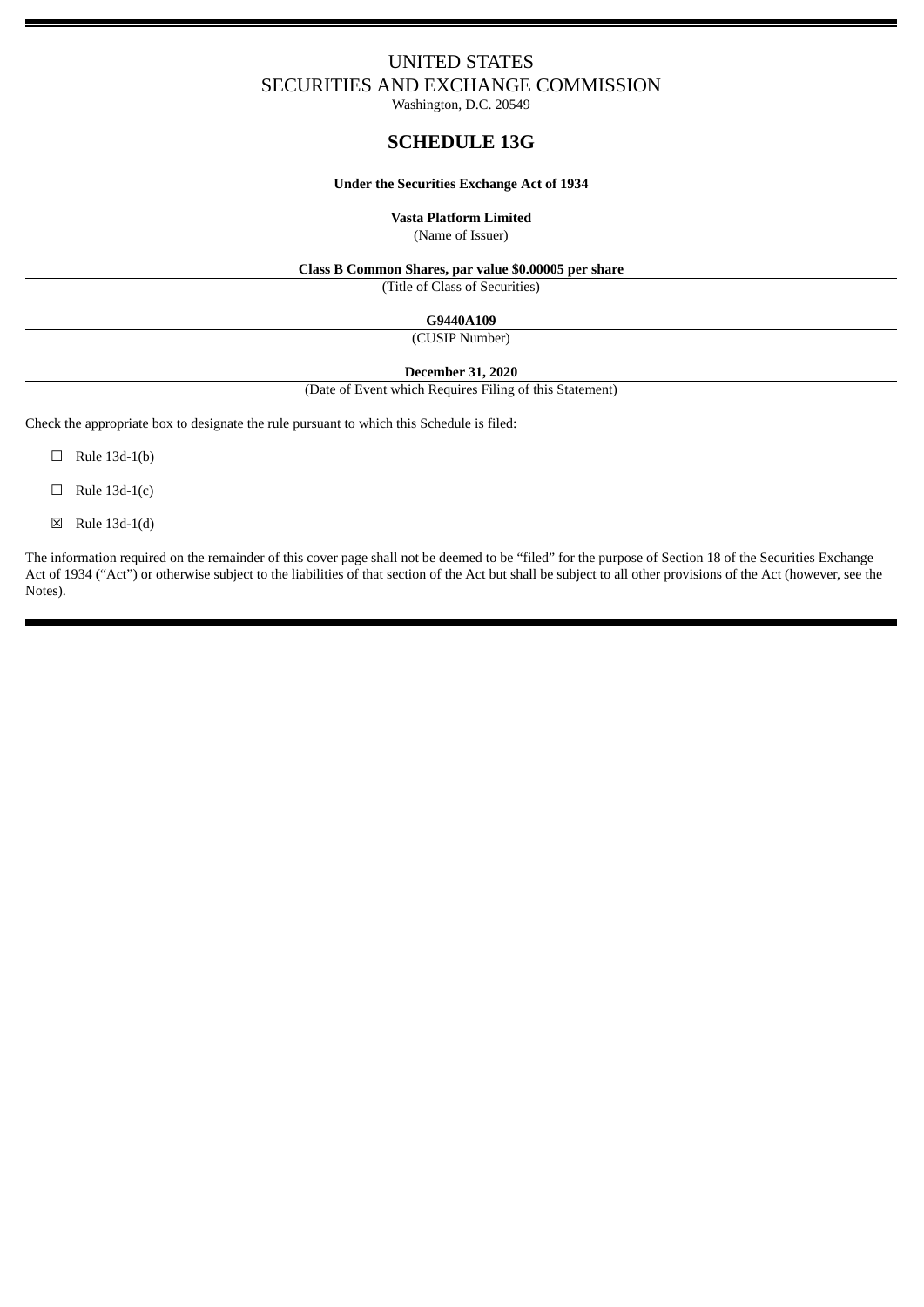UNITED STATES
SECURITIES AND EXCHANGE COMMISSION
Washington, D.C. 20549

# SCHEDULE 13G

**Under the Securities Exchange Act of 1934**

**Vasta Platform Limited**
(Name of Issuer)

**Class B Common Shares, par value $0.00005 per share**
(Title of Class of Securities)

**G9440A109**
(CUSIP Number)

**December 31, 2020**
(Date of Event which Requires Filing of this Statement)

Check the appropriate box to designate the rule pursuant to which this Schedule is filed:

☐ Rule 13d-1(b)

☐ Rule 13d-1(c)

☒ Rule 13d-1(d)

The information required on the remainder of this cover page shall not be deemed to be "filed" for the purpose of Section 18 of the Securities Exchange Act of 1934 ("Act") or otherwise subject to the liabilities of that section of the Act but shall be subject to all other provisions of the Act (however, see the Notes).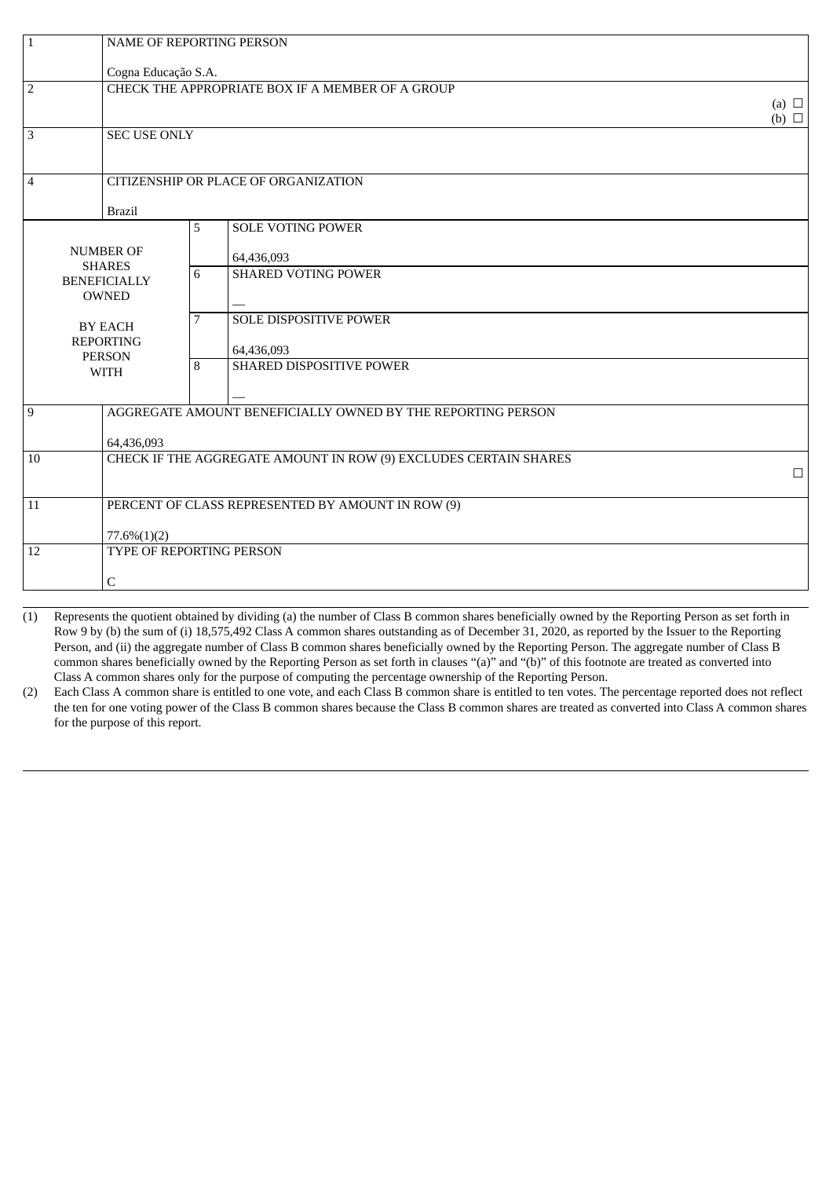| | | | |
|---|---|---|---|
| 1 | NAME OF REPORTING PERSON<br><br>Cogna Educação S.A. | | |
| 2 | CHECK THE APPROPRIATE BOX IF A MEMBER OF A GROUP<br>(a) ☐<br>(b) ☐ | | |
| 3 | SEC USE ONLY | | |
| 4 | CITIZENSHIP OR PLACE OF ORGANIZATION<br><br>Brazil | | |
| NUMBER OF SHARES BENEFICIALLY OWNED BY EACH REPORTING PERSON WITH | | 5 | SOLE VOTING POWER<br><br>64,436,093 |
| | | 6 | SHARED VOTING POWER<br><br>— |
| | | 7 | SOLE DISPOSITIVE POWER<br><br>64,436,093 |
| | | 8 | SHARED DISPOSITIVE POWER<br><br>— |
| 9 | AGGREGATE AMOUNT BENEFICIALLY OWNED BY THE REPORTING PERSON<br><br>64,436,093 | | |
| 10 | CHECK IF THE AGGREGATE AMOUNT IN ROW (9) EXCLUDES CERTAIN SHARES<br>☐ | | |
| 11 | PERCENT OF CLASS REPRESENTED BY AMOUNT IN ROW (9)<br><br>77.6%(1)(2) | | |
| 12 | TYPE OF REPORTING PERSON<br><br>C | | |

(1) Represents the quotient obtained by dividing (a) the number of Class B common shares beneficially owned by the Reporting Person as set forth in Row 9 by (b) the sum of (i) 18,575,492 Class A common shares outstanding as of December 31, 2020, as reported by the Issuer to the Reporting Person, and (ii) the aggregate number of Class B common shares beneficially owned by the Reporting Person. The aggregate number of Class B common shares beneficially owned by the Reporting Person as set forth in clauses "(a)" and "(b)" of this footnote are treated as converted into Class A common shares only for the purpose of computing the percentage ownership of the Reporting Person.

(2) Each Class A common share is entitled to one vote, and each Class B common share is entitled to ten votes. The percentage reported does not reflect the ten for one voting power of the Class B common shares because the Class B common shares are treated as converted into Class A common shares for the purpose of this report.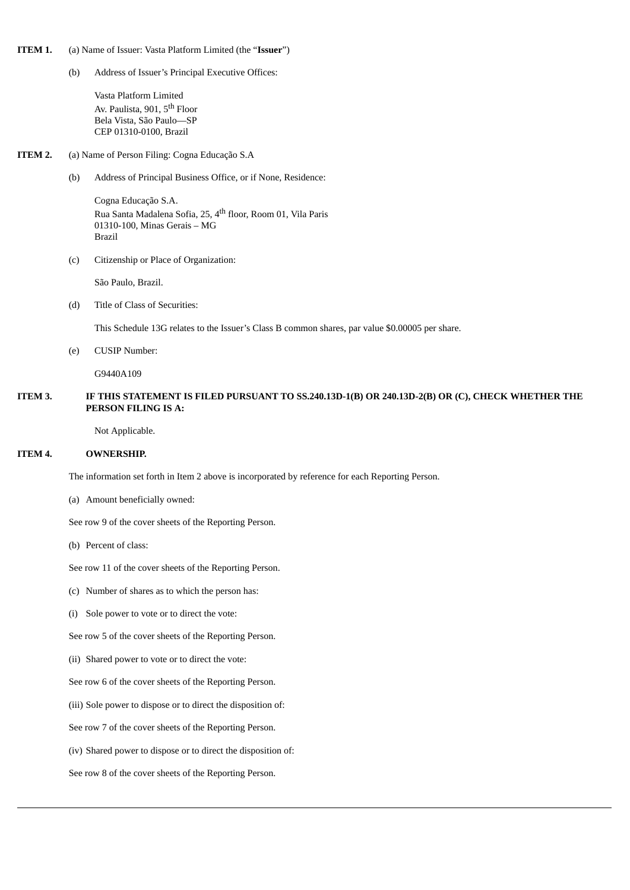**ITEM 1.** (a) Name of Issuer: Vasta Platform Limited (the "**Issuer**")

(b) Address of Issuer's Principal Executive Offices:

Vasta Platform Limited
Av. Paulista, 901, 5th Floor
Bela Vista, São Paulo—SP
CEP 01310-0100, Brazil

**ITEM 2.** (a) Name of Person Filing: Cogna Educação S.A

(b) Address of Principal Business Office, or if None, Residence:

Cogna Educação S.A.
Rua Santa Madalena Sofia, 25, 4th floor, Room 01, Vila Paris
01310-100, Minas Gerais – MG
Brazil

(c) Citizenship or Place of Organization:

São Paulo, Brazil.

(d) Title of Class of Securities:

This Schedule 13G relates to the Issuer's Class B common shares, par value $0.00005 per share.

(e) CUSIP Number:

G9440A109

**ITEM 3. IF THIS STATEMENT IS FILED PURSUANT TO SS.240.13D-1(B) OR 240.13D-2(B) OR (C), CHECK WHETHER THE PERSON FILING IS A:**

Not Applicable.

**ITEM 4. OWNERSHIP.**

The information set forth in Item 2 above is incorporated by reference for each Reporting Person.

(a) Amount beneficially owned:

See row 9 of the cover sheets of the Reporting Person.

(b) Percent of class:

See row 11 of the cover sheets of the Reporting Person.

(c) Number of shares as to which the person has:

(i) Sole power to vote or to direct the vote:

See row 5 of the cover sheets of the Reporting Person.

(ii) Shared power to vote or to direct the vote:

See row 6 of the cover sheets of the Reporting Person.

(iii) Sole power to dispose or to direct the disposition of:

See row 7 of the cover sheets of the Reporting Person.

(iv) Shared power to dispose or to direct the disposition of:

See row 8 of the cover sheets of the Reporting Person.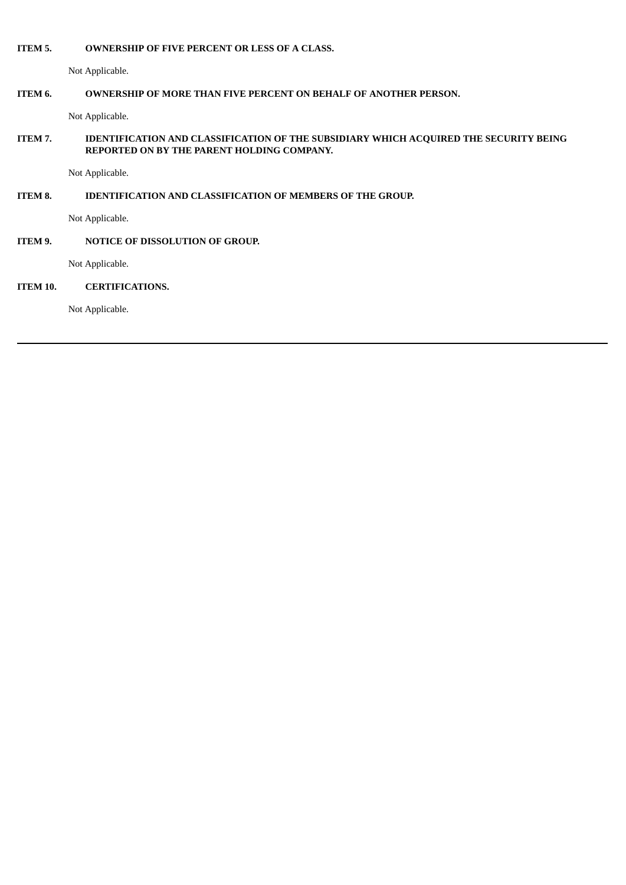**ITEM 5. OWNERSHIP OF FIVE PERCENT OR LESS OF A CLASS.**

Not Applicable.

**ITEM 6. OWNERSHIP OF MORE THAN FIVE PERCENT ON BEHALF OF ANOTHER PERSON.**

Not Applicable.

**ITEM 7. IDENTIFICATION AND CLASSIFICATION OF THE SUBSIDIARY WHICH ACQUIRED THE SECURITY BEING REPORTED ON BY THE PARENT HOLDING COMPANY.**

Not Applicable.

**ITEM 8. IDENTIFICATION AND CLASSIFICATION OF MEMBERS OF THE GROUP.**

Not Applicable.

**ITEM 9. NOTICE OF DISSOLUTION OF GROUP.**

Not Applicable.

**ITEM 10. CERTIFICATIONS.**

Not Applicable.

---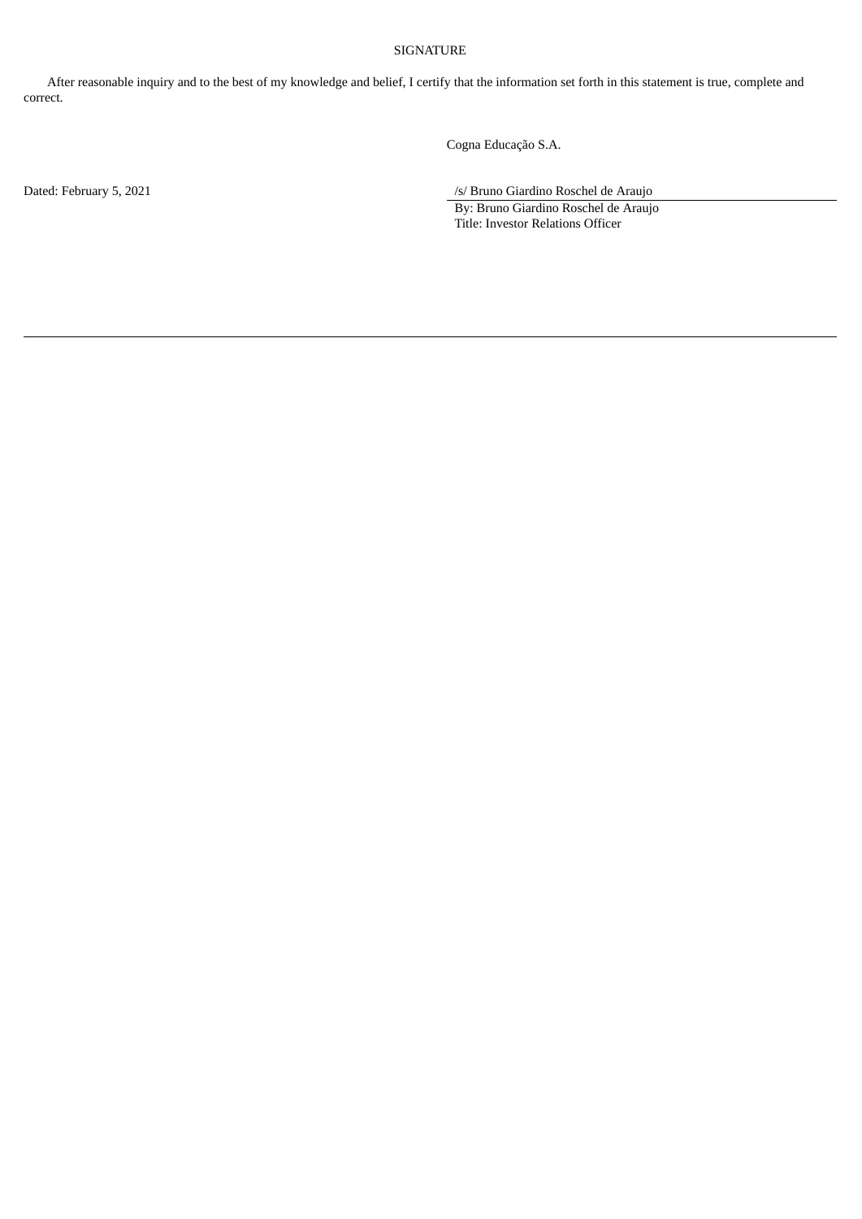SIGNATURE

After reasonable inquiry and to the best of my knowledge and belief, I certify that the information set forth in this statement is true, complete and correct.

Cogna Educação S.A.

Dated: February 5, 2021

/s/ Bruno Giardino Roschel de Araujo

By: Bruno Giardino Roschel de Araujo

Title: Investor Relations Officer